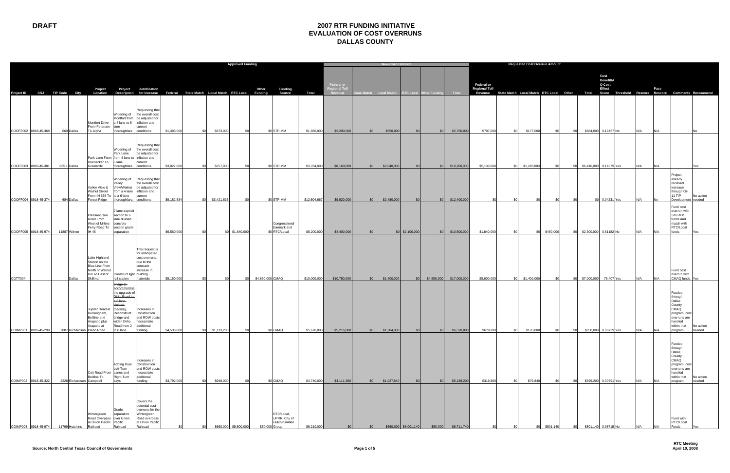**DRAFT**

# 2007 RTR FUNDING INITIATIVE
## EVALUATION OF COST OVERRUNS
## DALLAS COUNTY

| | | | | | | | Approved Funding | | | | | | | | New Cost Estimate | | | | | | Requested Cost Overrun Amount | | | | | | | | | | | | |
|---|---|---|---|---|---|---|---|---|---|---|---|---|---|---|---|---|---|---|---|---|---|---|---|---|---|---|---|---|---|---|---|---|---|
| Project ID | CSJ | TIP Code | City | Project Location | Project Description | Justification for Increase | Federal | State Match | Local Match | RTC Local | Other Funding | Funding Source | Total | Federal or Regional Toll Revenue | State Match | Local Match | RTC Local | Other Funding | Total | Federal or Regional Toll Revenue | State Match | Local Match | RTC Local | Other | Total | Cost Benefit/A Q Cost Effect Score | Threshold | Rescore | Pass Rescore | Comments | Recommend |
| COOFF002 | 0918-45-368 | 660 | Dallas | Montfort Drive From Peterson To Alpha | Widening of Montfort from a 4 lane to 5 lane thoroughfare | Requesting that the overall cost be adjusted for inflation and current conditions | $1,493,000 | $0 | $373,000 | $0 | $0 | STP-MM | $1,866,000 | $2,200,000 | $0 | $550,000 | $0 | $0 | $2,750,000 | $707,000 | $0 | $177,000 | $0 | $0 | $884,000 | 0.19457 | No | N/A | N/A | | No |
| COOFF003 | 0918-45-381 | 665.1 | Dallas | Park Lane From Boedecker To Greenville | Widening of Park Lane from 4 lane to 6 lane thoroughfare | Requesting that the overall cost be adjusted for inflation and current conditions | $3,027,000 | $0 | $757,000 | $0 | $0 | STP-MM | $3,784,000 | $8,160,000 | $0 | $2,040,000 | $0 | $0 | $10,200,000 | $5,133,000 | $0 | $1,283,000 | $0 | $0 | $6,416,000 | 0.14579 | Yes | N/A | N/A | | Yes |
| COOFF004 | 0918-45-374 | 684 | Dallas | Valley View & Walnut Street From IH 635 To Forest Ridge | Widening of Valley View/Walnut from a 4 lane to a 6 lane thoroughfare. | Requesting that the overall cost be adjusted for inflation and current conditions | $9,182,834 | $0 | $3,421,833 | $0 | $0 | STP-MM | $12,604,667 | $9,920,000 | $0 | $2,480,000 | $0 | $0 | $12,400,000 | $0 | $0 | $0 | $0 | $0 | $0 | 0.04231 | Yes | N/A | No | Project already recieved increase through 08-11 TIP Development | No action needed |
| COOFF005 | 0918-45-974 | 11887 | Wilmer | Pleasant Run Road From West of Millers Ferry Road To IH 45 | 2 lane asphalt section to 6 lane divided concrete section grade separation | | $6,560,000 | $0 | $0 | $1,640,000 | $0 | Congressional Earmark and RTC/Local | $8,200,000 | $8,400,000 | $0 | $0 | $2,100,000 | $0 | $10,500,000 | $1,840,000 | $0 | $0 | $460,000 | $0 | $2,300,000 | 0.51182 | No | N/A | N/A | Fund cost overrun with STP-MM funds and match with RTC/Local funds | Yes |
| COTT004 | | | Dallas | Lake Highland Station on the Blue Line From North of Walnut Hill To East of Skillman | Construct light rail station | This request is for anticipated cost overruns, due to the constant increase in building materials | $5,150,000 | $0 | $0 | $0 | $4,850,000 | CMAQ | $10,000,000 | $10,750,000 | $0 | $1,400,000 | $0 | $4,850,000 | $17,000,000 | $5,600,000 | $0 | $1,400,000 | $0 | $0 | $7,000,000 | 75,407 | Yes | N/A | N/A | Fund cost overrun with CMAQ funds. | Yes |
| COIMP001 | 0918-45-299 | 2087 | Richardson | Jupiter Road at Buckingham, Beltline and Arapaho plus Arapaho at Plano Road | ~~bridge to accommodate the upgrade of Dirks Road to a 6 lane divided roadway;~~ Reconstruct bridge and widen Dirks Road from 2 to 6 lane | Increases in Construction and ROW costs necessitate additional funding | $4,536,800 | $0 | $1,133,200 | $0 | $0 | CMAQ | $5,670,000 | $5,216,000 | $0 | $1,304,000 | $0 | $0 | $6,520,000 | $679,200 | $0 | $170,800 | $0 | $0 | $850,000 | 0.00739 | Yes | N/A | N/A | Funded through Dallas County CMAQ program; cost overruns are handled within that program | No action needed |
| COIMP002 | 0918-45-322 | 2228 | Richardson | Coit Road From Beltline To Campbell | Adding Dual Left-Turn Lanes and Right-Turn bays | Increases in Construction and ROW costs necessitate additional funding | $3,792,000 | $0 | $948,000 | $0 | $0 | CMAQ | $4,740,000 | $4,111,360 | $0 | $1,027,840 | $0 | $0 | $5,139,200 | $319,360 | $0 | $79,840 | $0 | $0 | $399,200 | 0.00791 | Yes | N/A | N/A | Funded through Dallas County CMAQ program; cost overruns are handled within that program | No action needed |
| COIMP008 | 0918-45-974 | 11799 | Hutchins | Wintergreen Road Overpass at Union Pacific Railroad | Grade separation over Union Pacific Railroad | Covers the potential cost overruns for the Wintergreen Road overpass at Union Pacific Railroad | $0 | $0 | $660,000 | $5,500,000 | $50,000 | RTC/Local, UPRR, City of Hutchins/Allen Group | $6,210,000 | $0 | $0 | $660,000 | $6,001,140 | $50,000 | $6,711,740 | $0 | $0 | $0 | $501,140 | $0 | $501,140 | 0.98715 | No | N/A | N/A | Fund with RTC/Local Funds | Yes |

Source: North Central Texas Council of Governments

RTC Meeting
April 10, 2008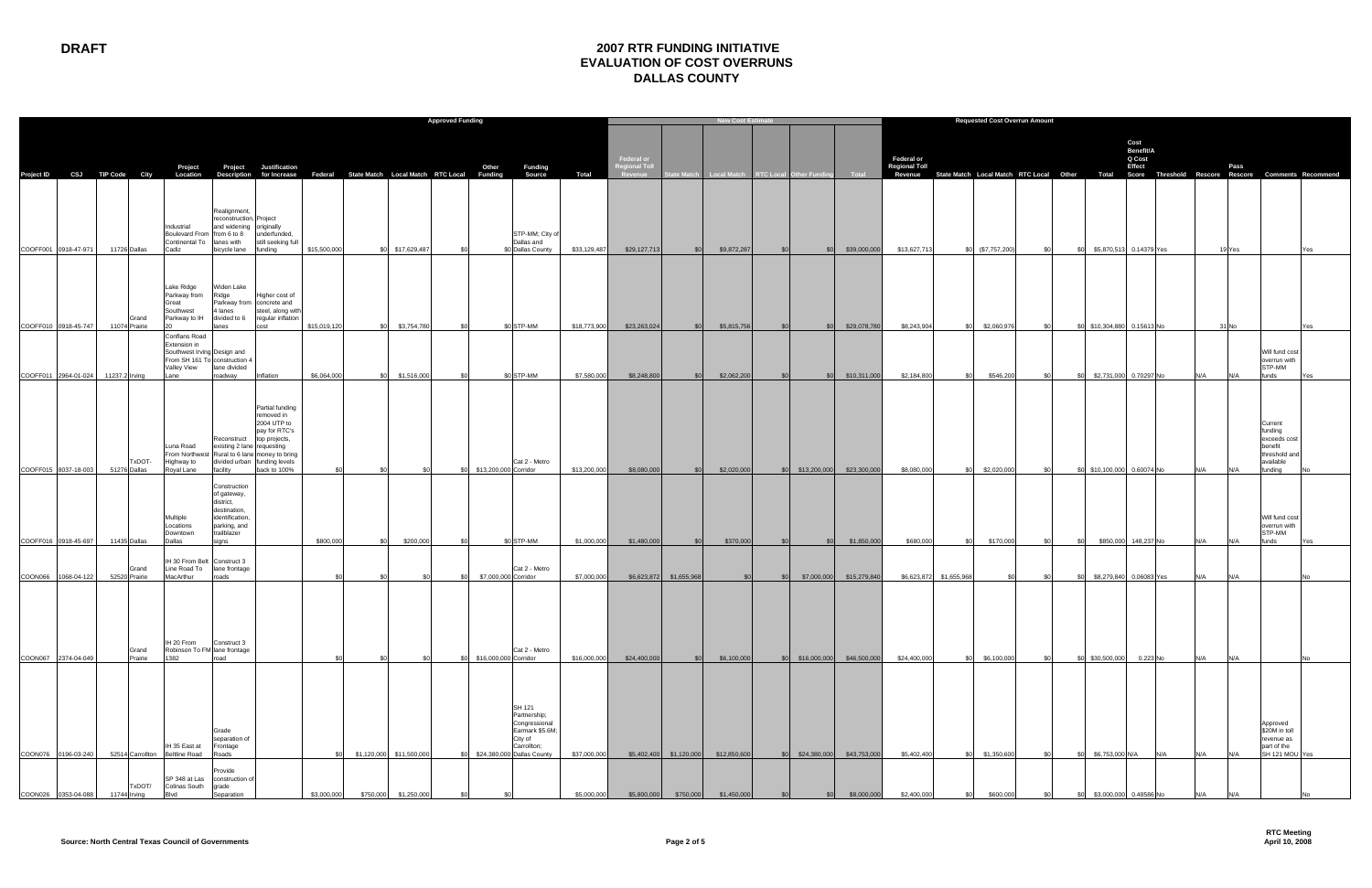**DRAFT**

# 2007 RTR FUNDING INITIATIVE
## EVALUATION OF COST OVERRUNS
## DALLAS COUNTY

| | | | | | | | Approved Funding | | | | | | | | | New Cost Estimate | | | | | | Requested Cost Overrun Amount | | | | | | | | | | | | |
|---|---|---|---|---|---|---|---|---|---|---|---|---|---|---|---|---|---|---|---|---|---|---|---|---|---|---|---|---|---|---|---|---|---|---|
| Project ID | CSJ | TIP Code | City | Project Location | Project Description | Justification for Increase | Federal | State Match | Local Match | RTC Local | Other Funding | Funding Source | Total | Federal or Regional Toll Revenue | State Match | Local Match | RTC Local | Other Funding | Total | Federal or Regional Toll Revenue | State Match | Local Match | RTC Local | Other | Total | Cost Benefit/A Q Cost Effect Score | Threshold | Rescore | Pass Rescore | Comments | Recommend |
| COOFF001 | 0918-47-971 | 11726 | Dallas | Industrial Boulevard From Continental To Cadiz | Realignment, reconstruction, and widening from 6 to 8 lanes with bicycle lane | Project originally underfunded, still seeking full funding | $15,500,000 | $0 | $17,629,487 | $0 | $0 | STP-MM, City of Dallas and Dallas County | $33,129,487 | $29,127,713 | $0 | $9,872,287 | $0 | $0 | $39,000,000 | $13,627,713 | $0 | ($7,757,200) | $0 | $0 | $5,870,513 | 0.14379 | Yes | 19 | Yes | | Yes |
| COOFF010 | 0918-45-747 | 11074 | Grand Prairie | Lake Ridge Parkway from Great Southwest Parkway to IH 20 | Widen Lake Ridge Parkway from 4 lanes divided to 6 lanes | Higher cost of concrete and steel, along with regular inflation cost | $15,019,120 | $0 | $3,754,780 | $0 | $0 | STP-MM | $18,773,900 | $23,263,024 | $0 | $5,815,756 | $0 | $0 | $29,078,780 | $8,243,904 | $0 | $2,060,976 | $0 | $0 | $10,304,880 | 0.15613 | No | 31 | No | | Yes |
| COOFF011 | 2964-01-024 | 11237.2 | Irving | Conflans Road Extension in Southwest Irving From SH 161 To Valley View Lane | Design and construction 4 lane divided roadway | Inflation | $6,064,000 | $0 | $1,516,000 | $0 | $0 | STP-MM | $7,580,000 | $8,248,800 | $0 | $2,062,200 | $0 | $0 | $10,311,000 | $2,184,800 | $0 | $546,200 | $0 | $0 | $2,731,000 | 0.70297 | No | N/A | N/A | Will fund cost overrun with STP-MM funds | Yes |
| COOFF015 | 8037-18-003 | 51276 | TxDOT-Dallas | Luna Road From Northwest Highway to Royal Lane | Reconstruct existing 2 lane Rural to 6 lane divided urban facility | Partial funding removed in 2004 UTP to pay for RTC's top projects, requesting money to bring funding levels back to 100% | $0 | $0 | $0 | $0 | $13,200,000 | Cat 2 - Metro Corridor | $13,200,000 | $8,080,000 | $0 | $2,020,000 | $0 | $13,200,000 | $23,300,000 | $8,080,000 | $0 | $2,020,000 | $0 | $0 | $10,100,000 | 0.60074 | No | N/A | N/A | Current funding exceeds cost benefit threshold and available funding | No |
| COOFF016 | 0918-45-697 | 11435 | Dallas | Multiple Locations Downtown Dallas | Construction of gateway, district, destination, identification, parking, and trailblazer signs | | $800,000 | $0 | $200,000 | $0 | $0 | STP-MM | $1,000,000 | $1,480,000 | $0 | $370,000 | $0 | $0 | $1,850,000 | $680,000 | $0 | $170,000 | $0 | $0 | $850,000 | 148,237 | No | N/A | N/A | Will fund cost overrun with STP-MM funds | Yes |
| COON066 | 1068-04-122 | 52520 | Grand Prairie | IH 30 From Belt Line Road To MacArthur | Construct 3 lane frontage roads | | $0 | $0 | $0 | $0 | $7,000,000 | Cat 2 - Metro Corridor | $7,000,000 | $6,623,872 | $1,655,968 | $0 | $0 | $7,000,000 | $15,279,840 | $6,623,872 | $1,655,968 | $0 | $0 | $0 | $8,279,840 | 0.06083 | Yes | N/A | N/A | | No |
| COON067 | 2374-04-049 | | Grand Prairie | IH 20 From Robinson To FM 1382 | Construct 3 lane frontage road | | $0 | $0 | $0 | $0 | $16,000,000 | Cat 2 - Metro Corridor | $16,000,000 | $24,400,000 | $0 | $6,100,000 | $0 | $16,000,000 | $46,500,000 | $24,400,000 | $0 | $6,100,000 | $0 | $0 | $30,500,000 | 0.223 | No | N/A | N/A | | No |
| COON076 | 0196-03-240 | 52514 | Carrollton | IH 35 East at Beltline Road | Grade separation of Frontage Roads | | $0 | $1,120,000 | $11,500,000 | $0 | $24,380,000 | SH 121 Partnership; Congressional Earmark $5.6M; City of Carrollton; Dallas County | $37,000,000 | $5,402,400 | $1,120,000 | $12,850,600 | $0 | $24,380,000 | $43,753,000 | $5,402,400 | $0 | $1,350,600 | $0 | $0 | $6,753,000 | N/A | N/A | N/A | N/A | Approved $20M in toll revenue as part of the SH 121 MOU | Yes |
| COON026 | 0353-04-088 | 11744 | TxDOT/Irving | SP 348 at Las Colinas South Blvd | Provide construction of grade Separation | | $3,000,000 | $750,000 | $1,250,000 | $0 | $0 | | $5,000,000 | $5,800,000 | $750,000 | $1,450,000 | $0 | $0 | $8,000,000 | $2,400,000 | $0 | $600,000 | $0 | $0 | $3,000,000 | 0.48586 | No | N/A | N/A | | No |

Source: North Central Texas Council of Governments

RTC Meeting
April 10, 2008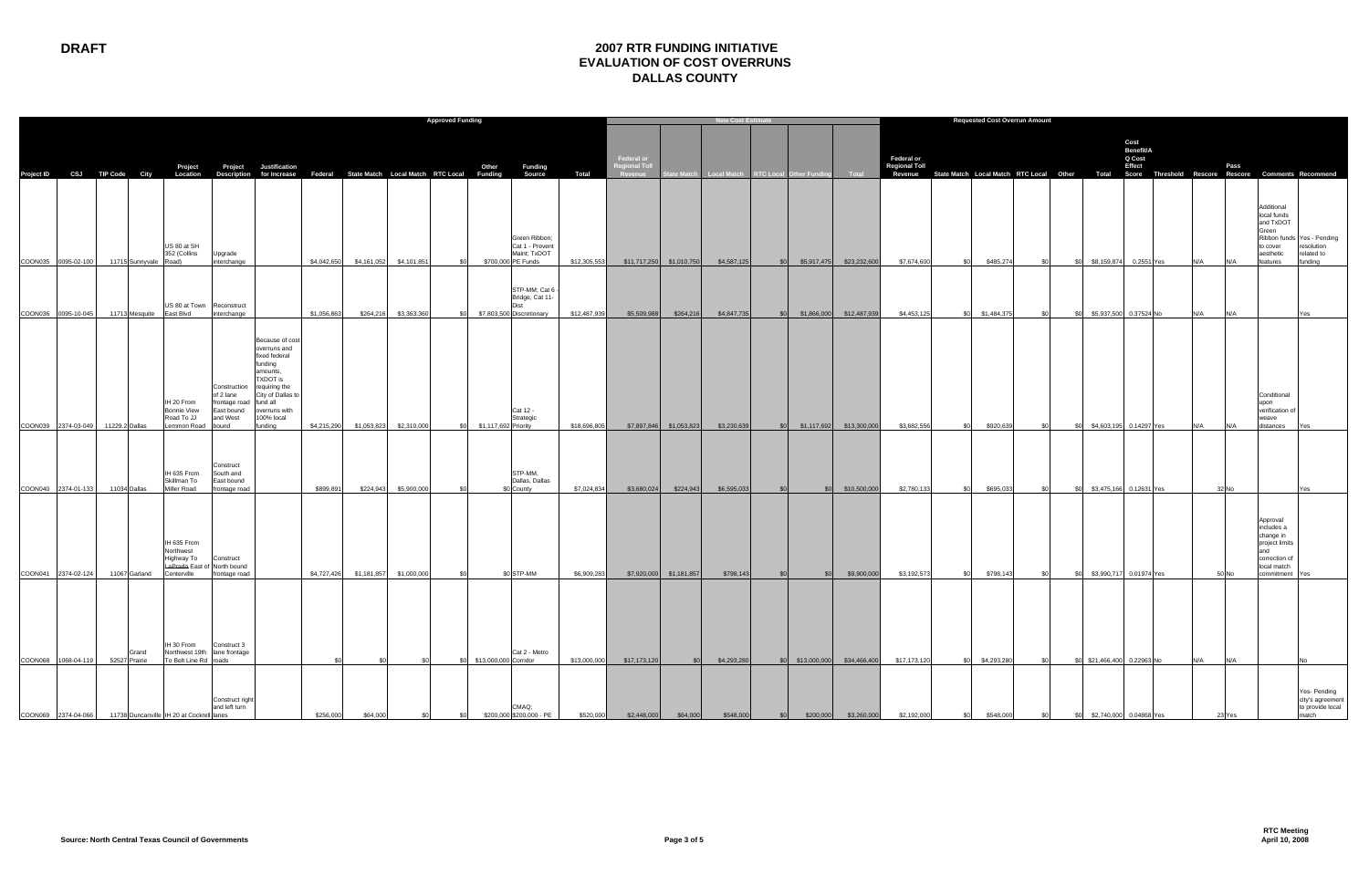**DRAFT**

# 2007 RTR FUNDING INITIATIVE
# EVALUATION OF COST OVERRUNS
# DALLAS COUNTY

| | | | | | | | Approved Funding | | | | | | | | New Cost Estimate | | | | | | Requested Cost Overrun Amount | | | | | | | | | | | | |
|---|---|---|---|---|---|---|---|---|---|---|---|---|---|---|---|---|---|---|---|---|---|---|---|---|---|---|---|---|---|---|---|---|---|
| Project ID | CSJ | TIP Code | City | Project Location | Project Description | Justification for Increase | Federal | State Match | Local Match | RTC Local | Other Funding | Funding Source | Total | Federal or Regional Toll Revenue | State Match | Local Match | RTC Local | Other Funding | Total | Federal or Regional Toll Revenue | State Match | Local Match | RTC Local | Other | Total | Cost Benefit/A Q Cost Effect Score | Threshold | Rescore | Pass Rescore | Comments | Recommend |
| COON035 | 0095-02-100 | 11715 | Sunnyvale | US 80 at SH 352 (Collins Road) | Upgrade interchange | | $4,042,650 | $4,161,052 | $4,101,851 | $0 | $700,000 | Green Ribbon; Cat 1 - Prevent Maint; TxDOT PE Funds | $12,305,553 | $11,717,250 | $1,010,750 | $4,587,125 | $0 | $5,917,475 | $23,232,600 | $7,674,600 | $0 | $485,274 | $0 | $0 | $8,159,874 | 0.2551 | Yes | N/A | N/A | Additional local funds and TxDOT Green Ribbon funds to cover aesthetic features | Yes - Pending resolution related to funding |
| COON036 | 0095-10-045 | 11713 | Mesquite | US 80 at Town East Blvd | Reconstruct interchange | | $1,056,863 | $264,216 | $3,363,360 | $0 | $7,803,500 | STP-MM; Cat 6 - Bridge, Cat 11-Dist Discretionary | $12,487,939 | $5,509,988 | $264,216 | $4,847,735 | $0 | $1,866,000 | $12,487,939 | $4,453,125 | $0 | $1,484,375 | $0 | $0 | $5,937,500 | 0.37524 | No | N/A | N/A | | Yes |
| COON039 | 2374-03-049 | 11229.2 | Dallas | IH 20 From Bonnie View Road To JJ Lemmon Road | Construction of 2 lane frontage road East bound and West bound | Because of cost overruns and fixed federal funding amounts, TXDOT is requiring the City of Dallas to fund all overruns with 100% local funding | $4,215,290 | $1,053,823 | $2,310,000 | $0 | $1,117,692 | Cat 12 - Strategic Priority | $18,696,805 | $7,897,846 | $1,053,823 | $3,230,639 | $0 | $1,117,692 | $13,300,000 | $3,682,556 | $0 | $920,639 | $0 | $0 | $4,603,195 | 0.14297 | Yes | N/A | N/A | Conditional upon verification of weave distances | Yes |
| COON040 | 2374-01-133 | 11034 | Dallas | IH 635 From Skillman To Miller Road | Construct South and East bound frontage road | | $899,891 | $224,943 | $5,900,000 | $0 | $0 | STP-MM, Dallas, Dallas County | $7,024,834 | $3,680,024 | $224,943 | $6,595,033 | $0 | $0 | $10,500,000 | $2,780,133 | $0 | $695,033 | $0 | $0 | $3,475,166 | 0.12631 | Yes | | 32 | No | | Yes |
| COON041 | 2374-02-124 | 11067 | Garland | IH 635 From Northwest Highway To LaPrada East of Centerville | Construct North bound frontage road | | $4,727,426 | $1,181,857 | $1,000,000 | $0 | $0 | STP-MM | $6,909,283 | $7,920,000 | $1,181,857 | $798,143 | $0 | $0 | $9,900,000 | $3,192,573 | $0 | $798,143 | $0 | $0 | $3,990,717 | 0.01974 | Yes | | 50 | No | Approval includes a change in project limits and correction of local match commitment | Yes |
| COON068 | 1068-04-119 | 52527 | Grand Prairie | IH 30 From Northwest 19th To Belt Line Rd | Construct 3 lane frontage roads | | $0 | $0 | $0 | $0 | $13,000,000 | Cat 2 - Metro Corridor | $13,000,000 | $17,173,120 | $0 | $4,293,280 | $0 | $13,000,000 | $34,466,400 | $17,173,120 | $0 | $4,293,280 | $0 | $0 | $21,466,400 | 0.22963 | No | N/A | N/A | | No |
| COON069 | 2374-04-066 | 11738 | Duncanville | IH 20 at Cockrell | Construct right and left turn lanes | | $256,000 | $64,000 | $0 | $0 | $200,000 | CMAQ; $200,000 - PE | $520,000 | $2,448,000 | $64,000 | $548,000 | $0 | $200,000 | $3,260,000 | $2,192,000 | $0 | $548,000 | $0 | $0 | $2,740,000 | 0.04868 | Yes | | 23 | Yes | | Yes- Pending city's agreement to provide local match |

Source: North Central Texas Council of Governments

RTC Meeting
April 10, 2008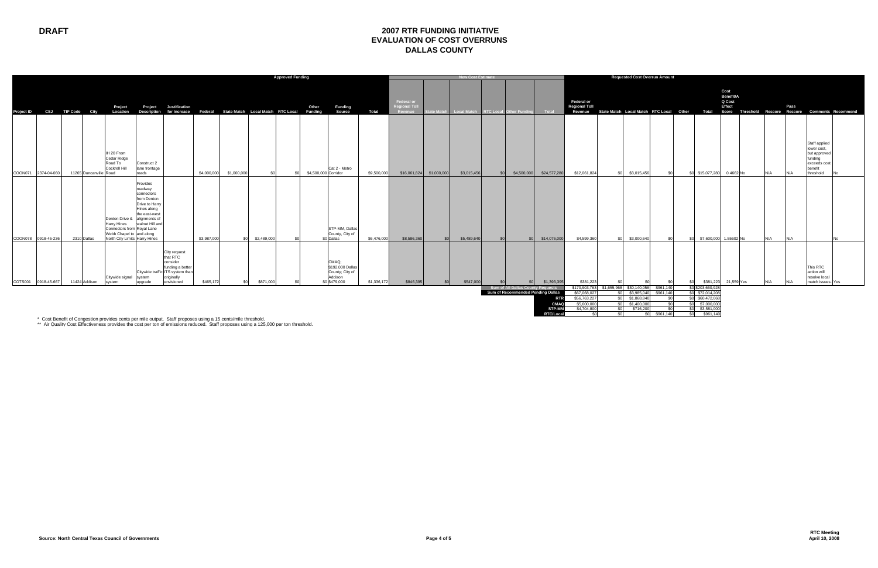**DRAFT**

# 2007 RTR FUNDING INITIATIVE
# EVALUATION OF COST OVERRUNS
# DALLAS COUNTY

| | | | | | | | Approved Funding | | | | | | | | New Cost Estimate | | | | | | Requested Cost Overrun Amount | | | | | | | | | | | | |
|---|---|---|---|---|---|---|---|---|---|---|---|---|---|---|---|---|---|---|---|---|---|---|---|---|---|---|---|---|---|---|---|---|---|
| Project ID | CSJ | TIP Code | City | Project Location | Project Description | Justification for Increase | Federal | State Match | Local Match | RTC Local | Other Funding | Funding Source | Total | Federal or Regional Toll Revenue | State Match | Local Match | RTC Local | Other Funding | Total | Federal or Regional Toll Revenue | State Match | Local Match | RTC Local | Other | Total | Cost Benefit/A Q Cost Effect Score | Threshold | Rescore | Pass Rescore | Comments | Recommend |
| COON071 | 2374-04-060 | 11265 | Duncanville | IH 20 From Cedar Ridge Road To Cockrell Hill Road | Construct 2 lane frontage roads | | $4,000,000 | $1,000,000 | $0 | $0 | $4,500,000 | Cat 2 - Metro Corridor | $9,500,000 | $16,061,824 | $1,000,000 | $3,015,456 | $0 | $4,500,000 | $24,577,280 | $12,061,824 | $0 | $3,015,456 | $0 | $0 | $15,077,280 | 0.4662 | No | N/A | N/A | Staff applied lower cost, but approved funding exceeds cost benefit threshold | No |
| COON078 | 0918-45-236 | 2310 | Dallas | Denton Drive & Harry Hines Connectors from Webb Chapel to North City Limits | Provides roadway connectors from Denton Drive to Harry Hines along the east-west alignments of walnut Hill and Royal Lane and along Harry Hines | | $3,987,000 | $0 | $2,489,000 | $0 | $0 | STP-MM, Dallas County, City of Dallas | $6,476,000 | $8,586,360 | $0 | $5,489,640 | $0 | $0 | $14,076,000 | $4,599,360 | $0 | $3,000,640 | $0 | $0 | $7,600,000 | 1.55602 | No | N/A | N/A | | No |
| COTS001 | 0918-45-667 | 11424 | Addison | Citywide signal system | Citywide traffic system upgrade | City request that RTC consider funding a better ITS system than originally envisioned | $465,172 | $0 | $871,000 | $0 | $0 | CMAQ; $192,000 Dallas County; City of Addison $479,000 | $1,336,172 | $846,395 | $0 | $547,000 | $0 | $0 | $1,393,395 | $381,223 | $0 | $0 | $0 | $0 | $381,223 | 21.559 | Yes | N/A | N/A | This RTC action will resolve local match issues. | Yes |

| | Federal or Regional Toll Revenue | State Match | Local Match | RTC Local | Other | Total |
|---|---|---|---|---|---|---|
| Sum of All Dallas County Requests | $170,903,763 | $1,655,968 | $30,140,056 | $961,140 | $0 | $203,660,928 |
| Sum of Recommended Pending Dallas | $67,068,027 | $0 | $3,985,040 | $961,140 | $0 | $72,014,208 |
| RTR | $56,763,227 | $0 | $1,868,840 | $0 | $0 | $60,472,068 |
| CMAQ | $5,600,000 | $0 | $1,400,000 | $0 | $0 | $7,000,000 |
| STP-MM | $4,704,800 | $0 | $716,200 | $0 | $0 | $3,581,000 |
| RTC/Local | $0 | $0 | $0 | $961,140 | $0 | $961,140 |

\* Cost Benefit of Congestion provides cents per mile output. Staff proposes using a 15 cents/mile threshold.

\*\* Air Quality Cost Effectiveness provides the cost per ton of emissions reduced. Staff proposes using a 125,000 per ton threshold.

Source: North Central Texas Council of Governments

RTC Meeting
April 10, 2008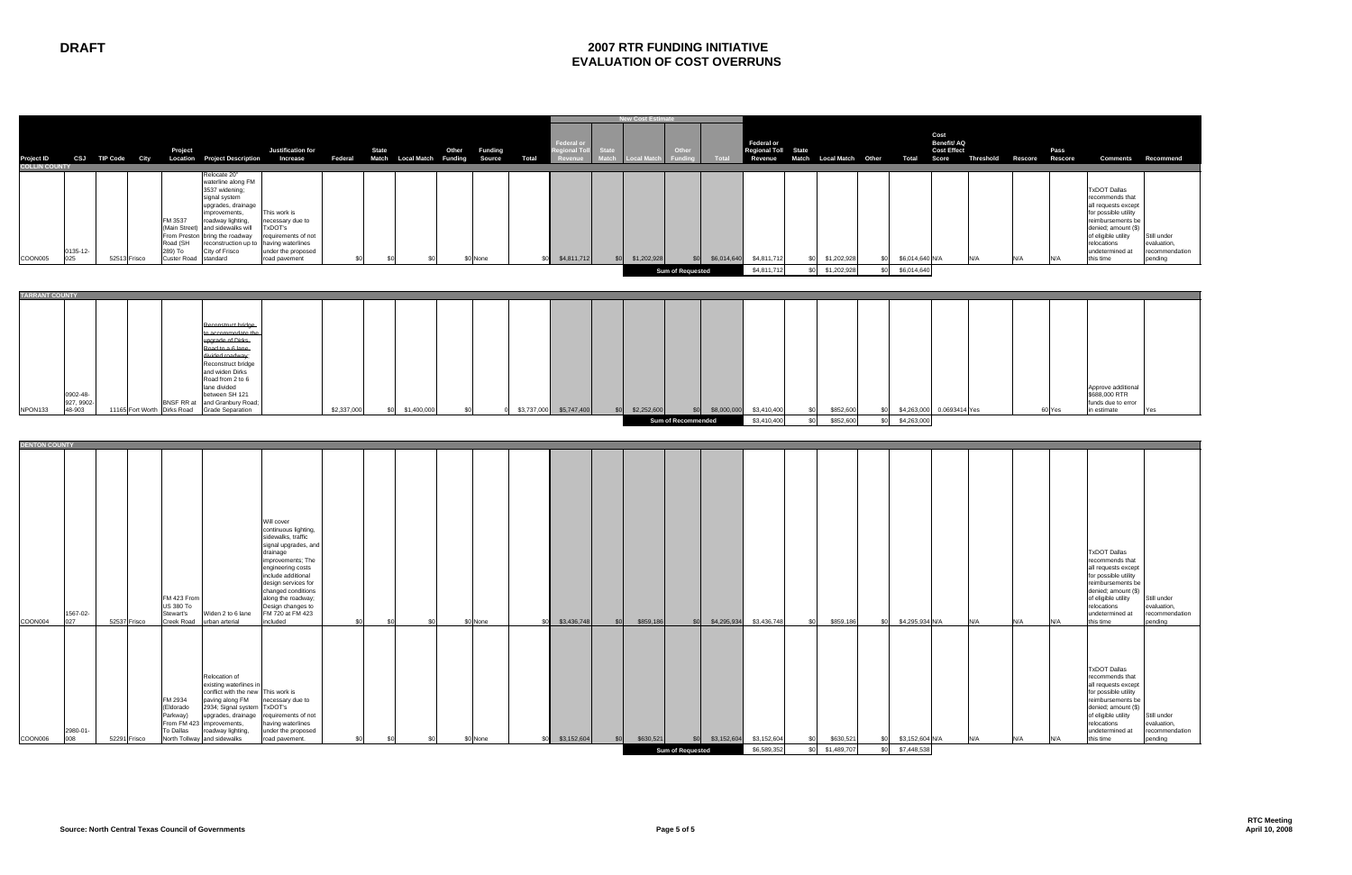# DRAFT

# 2007 RTR FUNDING INITIATIVE
# EVALUATION OF COST OVERRUNS

| Project ID | CSJ | TIP Code | City | Project Location | Project Description | Justification for Increase | Federal | State Match | Local Match | Other Funding | Funding Source | Total | New Cost Estimate: Federal or Regional Toll Revenue | New Cost Estimate: State Match | New Cost Estimate: Local Match | New Cost Estimate: Other Funding | New Cost Estimate: Total | Federal or Regional Toll Revenue | State Match | Local Match | Other | Total | Cost Benefit/ AQ Cost Effect Score | Threshold | Rescore | Pass Rescore | Comments | Recommend |
|---|---|---|---|---|---|---|---|---|---|---|---|---|---|---|---|---|---|---|---|---|---|---|---|---|---|---|---|---|
| **COLLIN COUNTY** | | | | | | | | | | | | | | | | | | | | | | | | | | | | |
| COON005 | 0135-12-025 | 52513 | Frisco | FM 3537 (Main Street) From Preston Road (SH 289) To Custer Road | Relocate 20" waterline along FM 3537 widening; signal system upgrades, drainage improvements, roadway lighting, and sidewalks will bring the roadway reconstruction up to City of Frisco standard | This work is necessary due to TxDOT's requirements of not having waterlines under the proposed road pavement | $0 | $0 | $0 | $0 | None | $0 | $4,811,712 | $0 | $1,202,928 | $0 | $6,014,640 | $4,811,712 | $0 | $1,202,928 | $0 | $6,014,640 | N/A | N/A | N/A | N/A | TxDOT Dallas recommends that all requests except for possible utility reimbursements be denied; amount ($) of eligible utility relocations undetermined at this time | Still under evaluation, recommendation pending |
| | | | | | | | | | | | | | | | | **Sum of Requested** | $4,811,712 | $0 | $1,202,928 | $0 | $6,014,640 | | | | | | |
| **TARRANT COUNTY** | | | | | | | | | | | | | | | | | | | | | | | | | | | | |
| NPON133 | 0902-48-927, 9902-48-903 | 11165 | Fort Worth | BNSF RR at Dirks Road | ~~Reconstruct bridge to accommodate the upgrade of Dirks Road to a 6 lane divided roadway;~~ Reconstruct bridge and widen Dirks Road from 2 to 6 lane divided between SH 121 and Granbury Road; Grade Separation | | $2,337,000 | $0 | $1,400,000 | $0 | 0 | $3,737,000 | $5,747,400 | $0 | $2,252,600 | $0 | $8,000,000 | $3,410,400 | $0 | $852,600 | $0 | $4,263,000 | 0.0693414 | Yes | 60 | Yes | Approve additional $688,000 RTR funds due to error in estimate | Yes |
| | | | | | | | | | | | | | | | | **Sum of Recommended** | $3,410,400 | $0 | $852,600 | $0 | $4,263,000 | | | | | | |
| **DENTON COUNTY** | | | | | | | | | | | | | | | | | | | | | | | | | | | | |
| COON004 | 1567-02-027 | 52537 | Frisco | FM 423 From US 380 To Stewart's Creek Road | Widen 2 to 6 lane urban arterial | Will cover continuous lighting, sidewalks, traffic signal upgrades, and drainage improvements; The engineering costs include additional design services for changed conditions along the roadway; Design changes to FM 720 at FM 423 included | $0 | $0 | $0 | $0 | None | $0 | $3,436,748 | $0 | $859,186 | $0 | $4,295,934 | $3,436,748 | $0 | $859,186 | $0 | $4,295,934 | N/A | N/A | N/A | N/A | TxDOT Dallas recommends that all requests except for possible utility reimbursements be denied; amount ($) of eligible utility relocations undetermined at this time | Still under evaluation, recommendation pending |
| COON006 | 2980-01-008 | 52291 | Frisco | FM 2934 (Eldorado Parkway) From FM 423 To Dallas North Tollway | Relocation of existing waterlines in conflict with the new paving along FM 2934; Signal system upgrades, drainage improvements, roadway lighting, and sidewalks | This work is necessary due to TxDOT's requirements of not having waterlines under the proposed road pavement. | $0 | $0 | $0 | $0 | None | $0 | $3,152,604 | $0 | $630,521 | $0 | $3,152,604 | $3,152,604 | $0 | $630,521 | $0 | $3,152,604 | N/A | N/A | N/A | N/A | TxDOT Dallas recommends that all requests except for possible utility reimbursements be denied; amount ($) of eligible utility relocations undetermined at this time | Still under evaluation, recommendation pending |
| | | | | | | | | | | | | | | | | **Sum of Requested** | $6,589,352 | $0 | $1,489,707 | $0 | $7,448,538 | | | | | | |

Source: North Central Texas Council of Governments

RTC Meeting
April 10, 2008